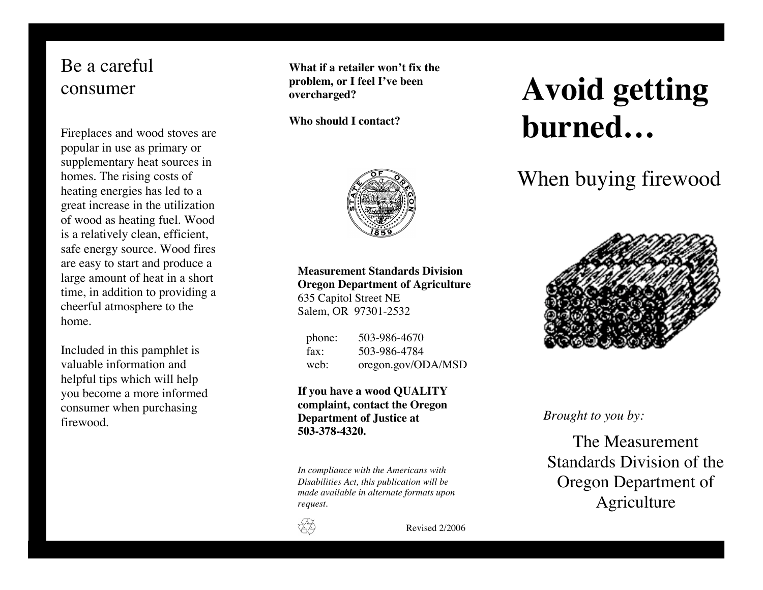## Be a careful consumer

Fireplaces and wood stoves are popular in use as primary or supplementary heat sources in homes. The rising costs of heating energies has led to a great increase in the utilization of wood as heating fuel. Wood is a relatively clean, efficient, safe energy source. Wood fires are easy to start and produce a large amount of heat in a short time, in addition to providing a cheerful atmosphere to the home.

Included in this pamphlet is valuable information and helpful tips which will help you become a more informed consumer when purchasing firewood.

**What if a retailer won't fix the problem, or I feel I've been overcharged?**

**Who should I contact?**

**Measurement Standards Division**
**Oregon Department of Agriculture**
635 Capitol Street NE
Salem, OR 97301-2532

phone: 503-986-4670
fax: 503-986-4784
web: oregon.gov/ODA/MSD

**If you have a wood QUALITY complaint, contact the Oregon Department of Justice at 503-378-4320.**

*In compliance with the Americans with Disabilities Act, this publication will be made available in alternate formats upon request.*

Revised 2/2006

# Avoid getting burned…

## When buying firewood

*Brought to you by:*

The Measurement Standards Division of the Oregon Department of Agriculture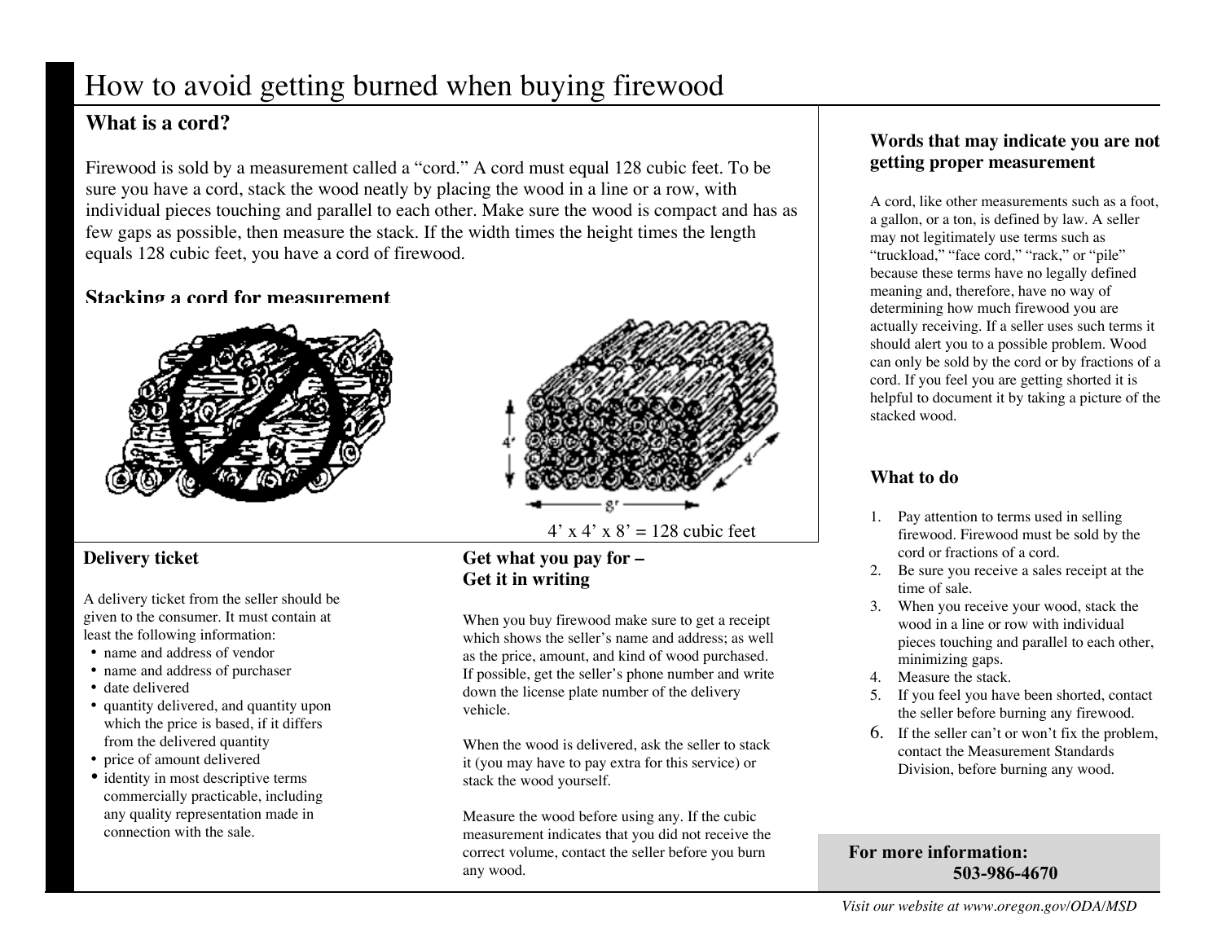# How to avoid getting burned when buying firewood

## What is a cord?

Firewood is sold by a measurement called a "cord." A cord must equal 128 cubic feet. To be sure you have a cord, stack the wood neatly by placing the wood in a line or a row, with individual pieces touching and parallel to each other. Make sure the wood is compact and has as few gaps as possible, then measure the stack. If the width times the height times the length equals 128 cubic feet, you have a cord of firewood.

## Stacking a cord for measurement

4'

4'

8'

4' x 4' x 8' = 128 cubic feet

### Delivery ticket

A delivery ticket from the seller should be given to the consumer. It must contain at least the following information:

- name and address of vendor
- name and address of purchaser
- date delivered
- quantity delivered, and quantity upon which the price is based, if it differs from the delivered quantity
- price of amount delivered
- identity in most descriptive terms commercially practicable, including any quality representation made in connection with the sale.

### Get what you pay for – Get it in writing

When you buy firewood make sure to get a receipt which shows the seller's name and address; as well as the price, amount, and kind of wood purchased. If possible, get the seller's phone number and write down the license plate number of the delivery vehicle.

When the wood is delivered, ask the seller to stack it (you may have to pay extra for this service) or stack the wood yourself.

Measure the wood before using any. If the cubic measurement indicates that you did not receive the correct volume, contact the seller before you burn any wood.

### Words that may indicate you are not getting proper measurement

A cord, like other measurements such as a foot, a gallon, or a ton, is defined by law. A seller may not legitimately use terms such as "truckload," "face cord," "rack," or "pile" because these terms have no legally defined meaning and, therefore, have no way of determining how much firewood you are actually receiving. If a seller uses such terms it should alert you to a possible problem. Wood can only be sold by the cord or by fractions of a cord. If you feel you are getting shorted it is helpful to document it by taking a picture of the stacked wood.

### What to do

1. Pay attention to terms used in selling firewood. Firewood must be sold by the cord or fractions of a cord.
2. Be sure you receive a sales receipt at the time of sale.
3. When you receive your wood, stack the wood in a line or row with individual pieces touching and parallel to each other, minimizing gaps.
4. Measure the stack.
5. If you feel you have been shorted, contact the seller before burning any firewood.
6. If the seller can't or won't fix the problem, contact the Measurement Standards Division, before burning any wood.

**For more information:**
**503-986-4670**

*Visit our website at www.oregon.gov/ODA/MSD*